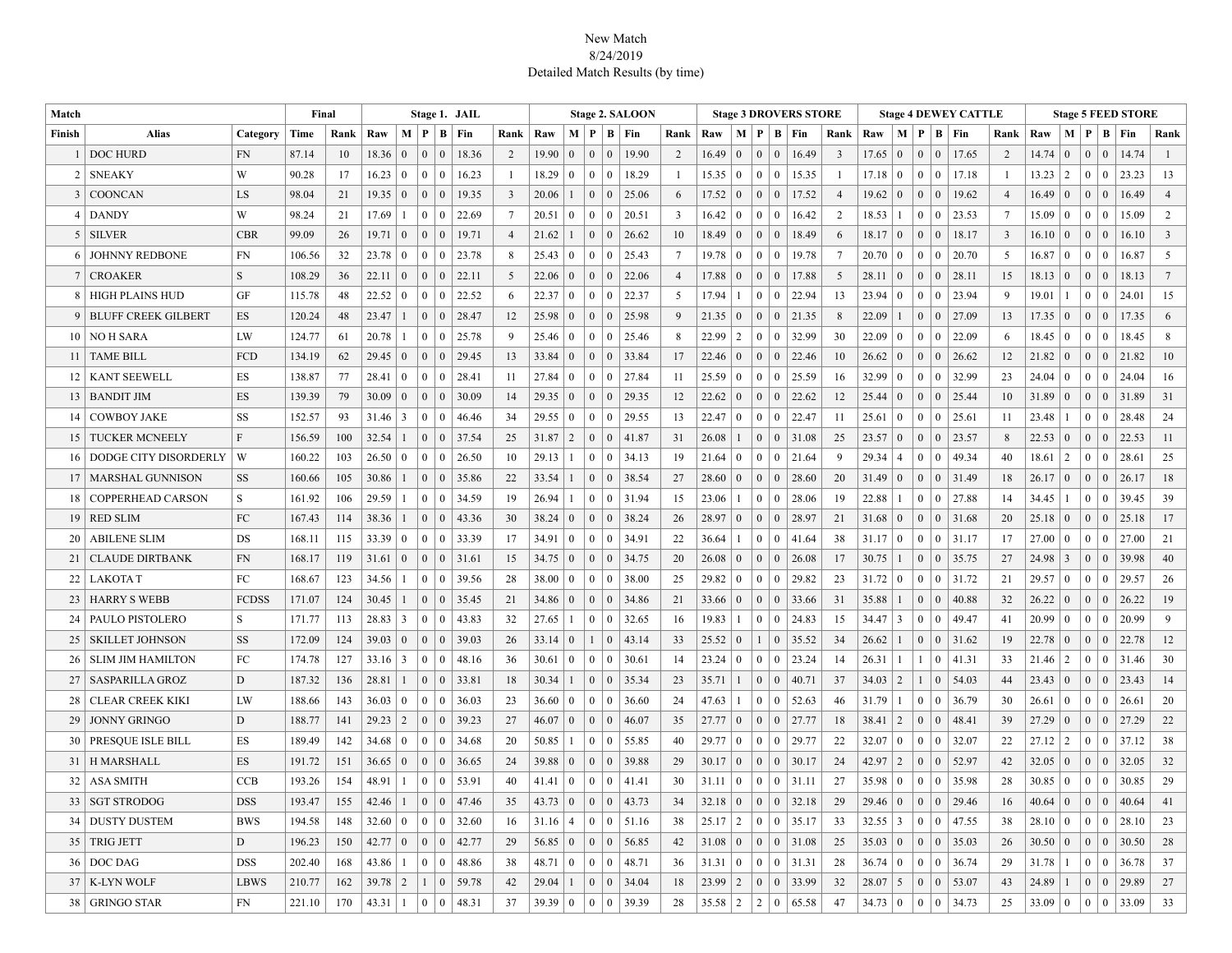New Match

8/24/2019

Detailed Match Results (by time)

| Match | | | Final | | Stage 1. JAIL | | | | | | Stage 2. SALOON | | | | | | Stage 3 DROVERS STORE | | | | | | Stage 4 DEWEY CATTLE | | | | | | Stage 5 FEED STORE | | | | | |
|---|---|---|---|---|---|---|---|---|---|---|---|---|---|---|---|---|---|---|---|---|---|---|---|---|---|---|---|---|---|---|---|---|---|---|---|---|
| Finish | Alias | Category | Time | Rank | Raw | M | P | B | Fin | Rank | Raw | M | P | B | Fin | Rank | Raw | M | P | B | Fin | Rank | Raw | M | P | B | Fin | Rank | Raw | M | P | B | Fin | Rank |
| 1 | DOC HURD | FN | 87.14 | 10 | 18.36 | 0 | 0 | 0 | 18.36 | 2 | 19.90 | 0 | 0 | 0 | 19.90 | 2 | 16.49 | 0 | 0 | 0 | 16.49 | 3 | 17.65 | 0 | 0 | 0 | 17.65 | 2 | 14.74 | 0 | 0 | 0 | 14.74 | 1 |
| 2 | SNEAKY | W | 90.28 | 17 | 16.23 | 0 | 0 | 0 | 16.23 | 1 | 18.29 | 0 | 0 | 0 | 18.29 | 1 | 15.35 | 0 | 0 | 0 | 15.35 | 1 | 17.18 | 0 | 0 | 0 | 17.18 | 1 | 13.23 | 2 | 0 | 0 | 23.23 | 13 |
| 3 | COONCAN | LS | 98.04 | 21 | 19.35 | 0 | 0 | 0 | 19.35 | 3 | 20.06 | 1 | 0 | 0 | 25.06 | 6 | 17.52 | 0 | 0 | 0 | 17.52 | 4 | 19.62 | 0 | 0 | 0 | 19.62 | 4 | 16.49 | 0 | 0 | 0 | 16.49 | 4 |
| 4 | DANDY | W | 98.24 | 21 | 17.69 | 1 | 0 | 0 | 22.69 | 7 | 20.51 | 0 | 0 | 0 | 20.51 | 3 | 16.42 | 0 | 0 | 0 | 16.42 | 2 | 18.53 | 1 | 0 | 0 | 23.53 | 7 | 15.09 | 0 | 0 | 0 | 15.09 | 2 |
| 5 | SILVER | CBR | 99.09 | 26 | 19.71 | 0 | 0 | 0 | 19.71 | 4 | 21.62 | 1 | 0 | 0 | 26.62 | 10 | 18.49 | 0 | 0 | 0 | 18.49 | 6 | 18.17 | 0 | 0 | 0 | 18.17 | 3 | 16.10 | 0 | 0 | 0 | 16.10 | 3 |
| 6 | JOHNNY REDBONE | FN | 106.56 | 32 | 23.78 | 0 | 0 | 0 | 23.78 | 8 | 25.43 | 0 | 0 | 0 | 25.43 | 7 | 19.78 | 0 | 0 | 0 | 19.78 | 7 | 20.70 | 0 | 0 | 0 | 20.70 | 5 | 16.87 | 0 | 0 | 0 | 16.87 | 5 |
| 7 | CROAKER | S | 108.29 | 36 | 22.11 | 0 | 0 | 0 | 22.11 | 5 | 22.06 | 0 | 0 | 0 | 22.06 | 4 | 17.88 | 0 | 0 | 0 | 17.88 | 5 | 28.11 | 0 | 0 | 0 | 28.11 | 15 | 18.13 | 0 | 0 | 0 | 18.13 | 7 |
| 8 | HIGH PLAINS HUD | GF | 115.78 | 48 | 22.52 | 0 | 0 | 0 | 22.52 | 6 | 22.37 | 0 | 0 | 0 | 22.37 | 5 | 17.94 | 1 | 0 | 0 | 22.94 | 13 | 23.94 | 0 | 0 | 0 | 23.94 | 9 | 19.01 | 1 | 0 | 0 | 24.01 | 15 |
| 9 | BLUFF CREEK GILBERT | ES | 120.24 | 48 | 23.47 | 1 | 0 | 0 | 28.47 | 12 | 25.98 | 0 | 0 | 0 | 25.98 | 9 | 21.35 | 0 | 0 | 0 | 21.35 | 8 | 22.09 | 1 | 0 | 0 | 27.09 | 13 | 17.35 | 0 | 0 | 0 | 17.35 | 6 |
| 10 | NO H SARA | LW | 124.77 | 61 | 20.78 | 1 | 0 | 0 | 25.78 | 9 | 25.46 | 0 | 0 | 0 | 25.46 | 8 | 22.99 | 2 | 0 | 0 | 32.99 | 30 | 22.09 | 0 | 0 | 0 | 22.09 | 6 | 18.45 | 0 | 0 | 0 | 18.45 | 8 |
| 11 | TAME BILL | FCD | 134.19 | 62 | 29.45 | 0 | 0 | 0 | 29.45 | 13 | 33.84 | 0 | 0 | 0 | 33.84 | 17 | 22.46 | 0 | 0 | 0 | 22.46 | 10 | 26.62 | 0 | 0 | 0 | 26.62 | 12 | 21.82 | 0 | 0 | 0 | 21.82 | 10 |
| 12 | KANT SEEWELL | ES | 138.87 | 77 | 28.41 | 0 | 0 | 0 | 28.41 | 11 | 27.84 | 0 | 0 | 0 | 27.84 | 11 | 25.59 | 0 | 0 | 0 | 25.59 | 16 | 32.99 | 0 | 0 | 0 | 32.99 | 23 | 24.04 | 0 | 0 | 0 | 24.04 | 16 |
| 13 | BANDIT JIM | ES | 139.39 | 79 | 30.09 | 0 | 0 | 0 | 30.09 | 14 | 29.35 | 0 | 0 | 0 | 29.35 | 12 | 22.62 | 0 | 0 | 0 | 22.62 | 12 | 25.44 | 0 | 0 | 0 | 25.44 | 10 | 31.89 | 0 | 0 | 0 | 31.89 | 31 |
| 14 | COWBOY JAKE | SS | 152.57 | 93 | 31.46 | 3 | 0 | 0 | 46.46 | 34 | 29.55 | 0 | 0 | 0 | 29.55 | 13 | 22.47 | 0 | 0 | 0 | 22.47 | 11 | 25.61 | 0 | 0 | 0 | 25.61 | 11 | 23.48 | 1 | 0 | 0 | 28.48 | 24 |
| 15 | TUCKER MCNEELY | F | 156.59 | 100 | 32.54 | 1 | 0 | 0 | 37.54 | 25 | 31.87 | 2 | 0 | 0 | 41.87 | 31 | 26.08 | 1 | 0 | 0 | 31.08 | 25 | 23.57 | 0 | 0 | 0 | 23.57 | 8 | 22.53 | 0 | 0 | 0 | 22.53 | 11 |
| 16 | DODGE CITY DISORDERLY | W | 160.22 | 103 | 26.50 | 0 | 0 | 0 | 26.50 | 10 | 29.13 | 1 | 0 | 0 | 34.13 | 19 | 21.64 | 0 | 0 | 0 | 21.64 | 9 | 29.34 | 4 | 0 | 0 | 49.34 | 40 | 18.61 | 2 | 0 | 0 | 28.61 | 25 |
| 17 | MARSHAL GUNNISON | SS | 160.66 | 105 | 30.86 | 1 | 0 | 0 | 35.86 | 22 | 33.54 | 1 | 0 | 0 | 38.54 | 27 | 28.60 | 0 | 0 | 0 | 28.60 | 20 | 31.49 | 0 | 0 | 0 | 31.49 | 18 | 26.17 | 0 | 0 | 0 | 26.17 | 18 |
| 18 | COPPERHEAD CARSON | S | 161.92 | 106 | 29.59 | 1 | 0 | 0 | 34.59 | 19 | 26.94 | 1 | 0 | 0 | 31.94 | 15 | 23.06 | 1 | 0 | 0 | 28.06 | 19 | 22.88 | 1 | 0 | 0 | 27.88 | 14 | 34.45 | 1 | 0 | 0 | 39.45 | 39 |
| 19 | RED SLIM | FC | 167.43 | 114 | 38.36 | 1 | 0 | 0 | 43.36 | 30 | 38.24 | 0 | 0 | 0 | 38.24 | 26 | 28.97 | 0 | 0 | 0 | 28.97 | 21 | 31.68 | 0 | 0 | 0 | 31.68 | 20 | 25.18 | 0 | 0 | 0 | 25.18 | 17 |
| 20 | ABILENE SLIM | DS | 168.11 | 115 | 33.39 | 0 | 0 | 0 | 33.39 | 17 | 34.91 | 0 | 0 | 0 | 34.91 | 22 | 36.64 | 1 | 0 | 0 | 41.64 | 38 | 31.17 | 0 | 0 | 0 | 31.17 | 17 | 27.00 | 0 | 0 | 0 | 27.00 | 21 |
| 21 | CLAUDE DIRTBANK | FN | 168.17 | 119 | 31.61 | 0 | 0 | 0 | 31.61 | 15 | 34.75 | 0 | 0 | 0 | 34.75 | 20 | 26.08 | 0 | 0 | 0 | 26.08 | 17 | 30.75 | 1 | 0 | 0 | 35.75 | 27 | 24.98 | 3 | 0 | 0 | 39.98 | 40 |
| 22 | LAKOTA T | FC | 168.67 | 123 | 34.56 | 1 | 0 | 0 | 39.56 | 28 | 38.00 | 0 | 0 | 0 | 38.00 | 25 | 29.82 | 0 | 0 | 0 | 29.82 | 23 | 31.72 | 0 | 0 | 0 | 31.72 | 21 | 29.57 | 0 | 0 | 0 | 29.57 | 26 |
| 23 | HARRY S WEBB | FCDSS | 171.07 | 124 | 30.45 | 1 | 0 | 0 | 35.45 | 21 | 34.86 | 0 | 0 | 0 | 34.86 | 21 | 33.66 | 0 | 0 | 0 | 33.66 | 31 | 35.88 | 1 | 0 | 0 | 40.88 | 32 | 26.22 | 0 | 0 | 0 | 26.22 | 19 |
| 24 | PAULO PISTOLERO | S | 171.77 | 113 | 28.83 | 3 | 0 | 0 | 43.83 | 32 | 27.65 | 1 | 0 | 0 | 32.65 | 16 | 19.83 | 1 | 0 | 0 | 24.83 | 15 | 34.47 | 3 | 0 | 0 | 49.47 | 41 | 20.99 | 0 | 0 | 0 | 20.99 | 9 |
| 25 | SKILLET JOHNSON | SS | 172.09 | 124 | 39.03 | 0 | 0 | 0 | 39.03 | 26 | 33.14 | 0 | 1 | 0 | 43.14 | 33 | 25.52 | 0 | 1 | 0 | 35.52 | 34 | 26.62 | 1 | 0 | 0 | 31.62 | 19 | 22.78 | 0 | 0 | 0 | 22.78 | 12 |
| 26 | SLIM JIM HAMILTON | FC | 174.78 | 127 | 33.16 | 3 | 0 | 0 | 48.16 | 36 | 30.61 | 0 | 0 | 0 | 30.61 | 14 | 23.24 | 0 | 0 | 0 | 23.24 | 14 | 26.31 | 1 | 1 | 0 | 41.31 | 33 | 21.46 | 2 | 0 | 0 | 31.46 | 30 |
| 27 | SASPARILLA GROZ | D | 187.32 | 136 | 28.81 | 1 | 0 | 0 | 33.81 | 18 | 30.34 | 1 | 0 | 0 | 35.34 | 23 | 35.71 | 1 | 0 | 0 | 40.71 | 37 | 34.03 | 2 | 1 | 0 | 54.03 | 44 | 23.43 | 0 | 0 | 0 | 23.43 | 14 |
| 28 | CLEAR CREEK KIKI | LW | 188.66 | 143 | 36.03 | 0 | 0 | 0 | 36.03 | 23 | 36.60 | 0 | 0 | 0 | 36.60 | 24 | 47.63 | 1 | 0 | 0 | 52.63 | 46 | 31.79 | 1 | 0 | 0 | 36.79 | 30 | 26.61 | 0 | 0 | 0 | 26.61 | 20 |
| 29 | JONNY GRINGO | D | 188.77 | 141 | 29.23 | 2 | 0 | 0 | 39.23 | 27 | 46.07 | 0 | 0 | 0 | 46.07 | 35 | 27.77 | 0 | 0 | 0 | 27.77 | 18 | 38.41 | 2 | 0 | 0 | 48.41 | 39 | 27.29 | 0 | 0 | 0 | 27.29 | 22 |
| 30 | PRESQUE ISLE BILL | ES | 189.49 | 142 | 34.68 | 0 | 0 | 0 | 34.68 | 20 | 50.85 | 1 | 0 | 0 | 55.85 | 40 | 29.77 | 0 | 0 | 0 | 29.77 | 22 | 32.07 | 0 | 0 | 0 | 32.07 | 22 | 27.12 | 2 | 0 | 0 | 37.12 | 38 |
| 31 | H MARSHALL | ES | 191.72 | 151 | 36.65 | 0 | 0 | 0 | 36.65 | 24 | 39.88 | 0 | 0 | 0 | 39.88 | 29 | 30.17 | 0 | 0 | 0 | 30.17 | 24 | 42.97 | 2 | 0 | 0 | 52.97 | 42 | 32.05 | 0 | 0 | 0 | 32.05 | 32 |
| 32 | ASA SMITH | CCB | 193.26 | 154 | 48.91 | 1 | 0 | 0 | 53.91 | 40 | 41.41 | 0 | 0 | 0 | 41.41 | 30 | 31.11 | 0 | 0 | 0 | 31.11 | 27 | 35.98 | 0 | 0 | 0 | 35.98 | 28 | 30.85 | 0 | 0 | 0 | 30.85 | 29 |
| 33 | SGT STRODOG | DSS | 193.47 | 155 | 42.46 | 1 | 0 | 0 | 47.46 | 35 | 43.73 | 0 | 0 | 0 | 43.73 | 34 | 32.18 | 0 | 0 | 0 | 32.18 | 29 | 29.46 | 0 | 0 | 0 | 29.46 | 16 | 40.64 | 0 | 0 | 0 | 40.64 | 41 |
| 34 | DUSTY DUSTEM | BWS | 194.58 | 148 | 32.60 | 0 | 0 | 0 | 32.60 | 16 | 31.16 | 4 | 0 | 0 | 51.16 | 38 | 25.17 | 2 | 0 | 0 | 35.17 | 33 | 32.55 | 3 | 0 | 0 | 47.55 | 38 | 28.10 | 0 | 0 | 0 | 28.10 | 23 |
| 35 | TRIG JETT | D | 196.23 | 150 | 42.77 | 0 | 0 | 0 | 42.77 | 29 | 56.85 | 0 | 0 | 0 | 56.85 | 42 | 31.08 | 0 | 0 | 0 | 31.08 | 25 | 35.03 | 0 | 0 | 0 | 35.03 | 26 | 30.50 | 0 | 0 | 0 | 30.50 | 28 |
| 36 | DOC DAG | DSS | 202.40 | 168 | 43.86 | 1 | 0 | 0 | 48.86 | 38 | 48.71 | 0 | 0 | 0 | 48.71 | 36 | 31.31 | 0 | 0 | 0 | 31.31 | 28 | 36.74 | 0 | 0 | 0 | 36.74 | 29 | 31.78 | 1 | 0 | 0 | 36.78 | 37 |
| 37 | K-LYN WOLF | LBWS | 210.77 | 162 | 39.78 | 2 | 1 | 0 | 59.78 | 42 | 29.04 | 1 | 0 | 0 | 34.04 | 18 | 23.99 | 2 | 0 | 0 | 33.99 | 32 | 28.07 | 5 | 0 | 0 | 53.07 | 43 | 24.89 | 1 | 0 | 0 | 29.89 | 27 |
| 38 | GRINGO STAR | FN | 221.10 | 170 | 43.31 | 1 | 0 | 0 | 48.31 | 37 | 39.39 | 0 | 0 | 0 | 39.39 | 28 | 35.58 | 2 | 2 | 0 | 65.58 | 47 | 34.73 | 0 | 0 | 0 | 34.73 | 25 | 33.09 | 0 | 0 | 0 | 33.09 | 33 |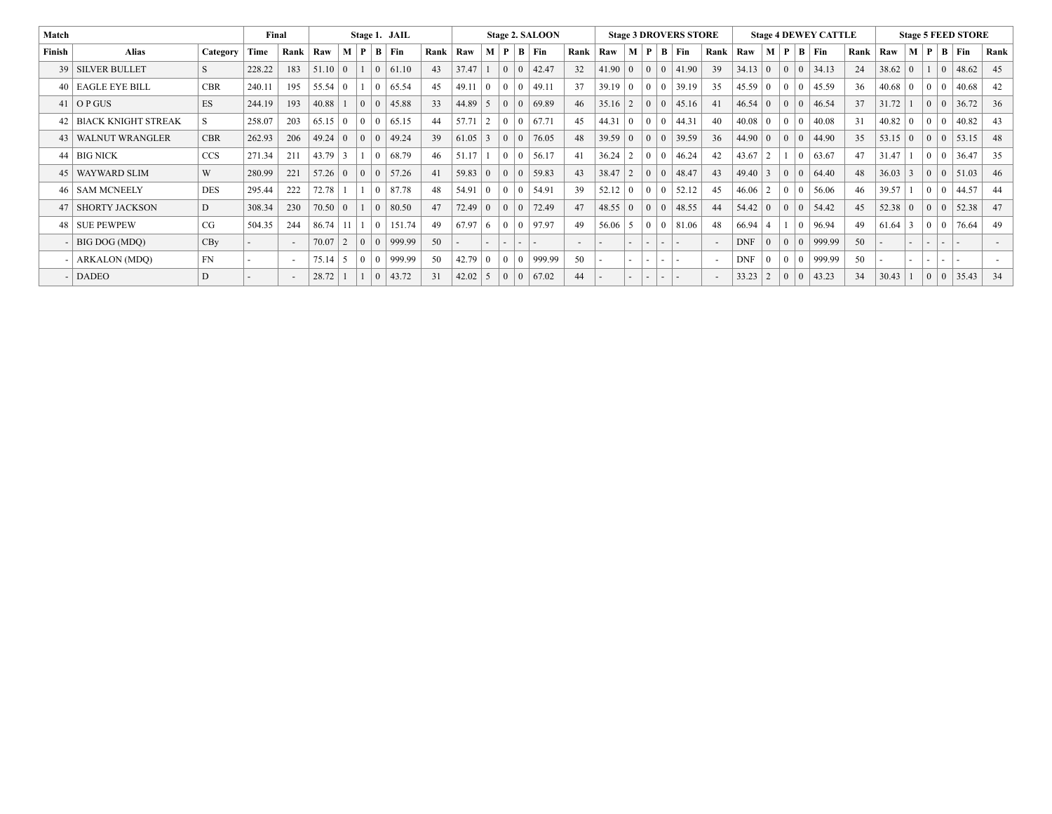| Match | | | Final | | Stage 1. JAIL | | | | | | Stage 2. SALOON | | | | | | Stage 3 DROVERS STORE | | | | | | Stage 4 DEWEY CATTLE | | | | | | Stage 5 FEED STORE | | | | | |
|---|---|---|---|---|---|---|---|---|---|---|---|---|---|---|---|---|---|---|---|---|---|---|---|---|---|---|---|---|---|---|---|---|---|---|
| Finish | Alias | Category | Time | Rank | Raw | M | P | B | Fin | Rank | Raw | M | P | B | Fin | Rank | Raw | M | P | B | Fin | Rank | Raw | M | P | B | Fin | Rank | Raw | M | P | B | Fin | Rank |
| 39 | SILVER BULLET | S | 228.22 | 183 | 51.10 | 0 | 1 | 0 | 61.10 | 43 | 37.47 | 1 | 0 | 0 | 42.47 | 32 | 41.90 | 0 | 0 | 0 | 41.90 | 39 | 34.13 | 0 | 0 | 0 | 34.13 | 24 | 38.62 | 0 | 1 | 0 | 48.62 | 45 |
| 40 | EAGLE EYE BILL | CBR | 240.11 | 195 | 55.54 | 0 | 1 | 0 | 65.54 | 45 | 49.11 | 0 | 0 | 0 | 49.11 | 37 | 39.19 | 0 | 0 | 0 | 39.19 | 35 | 45.59 | 0 | 0 | 0 | 45.59 | 36 | 40.68 | 0 | 0 | 0 | 40.68 | 42 |
| 41 | O P GUS | ES | 244.19 | 193 | 40.88 | 1 | 0 | 0 | 45.88 | 33 | 44.89 | 5 | 0 | 0 | 69.89 | 46 | 35.16 | 2 | 0 | 0 | 45.16 | 41 | 46.54 | 0 | 0 | 0 | 46.54 | 37 | 31.72 | 1 | 0 | 0 | 36.72 | 36 |
| 42 | BlACK KNIGHT STREAK | S | 258.07 | 203 | 65.15 | 0 | 0 | 0 | 65.15 | 44 | 57.71 | 2 | 0 | 0 | 67.71 | 45 | 44.31 | 0 | 0 | 0 | 44.31 | 40 | 40.08 | 0 | 0 | 0 | 40.08 | 31 | 40.82 | 0 | 0 | 0 | 40.82 | 43 |
| 43 | WALNUT WRANGLER | CBR | 262.93 | 206 | 49.24 | 0 | 0 | 0 | 49.24 | 39 | 61.05 | 3 | 0 | 0 | 76.05 | 48 | 39.59 | 0 | 0 | 0 | 39.59 | 36 | 44.90 | 0 | 0 | 0 | 44.90 | 35 | 53.15 | 0 | 0 | 0 | 53.15 | 48 |
| 44 | BIG NICK | CCS | 271.34 | 211 | 43.79 | 3 | 1 | 0 | 68.79 | 46 | 51.17 | 1 | 0 | 0 | 56.17 | 41 | 36.24 | 2 | 0 | 0 | 46.24 | 42 | 43.67 | 2 | 1 | 0 | 63.67 | 47 | 31.47 | 1 | 0 | 0 | 36.47 | 35 |
| 45 | WAYWARD SLIM | W | 280.99 | 221 | 57.26 | 0 | 0 | 0 | 57.26 | 41 | 59.83 | 0 | 0 | 0 | 59.83 | 43 | 38.47 | 2 | 0 | 0 | 48.47 | 43 | 49.40 | 3 | 0 | 0 | 64.40 | 48 | 36.03 | 3 | 0 | 0 | 51.03 | 46 |
| 46 | SAM MCNEELY | DES | 295.44 | 222 | 72.78 | 1 | 1 | 0 | 87.78 | 48 | 54.91 | 0 | 0 | 0 | 54.91 | 39 | 52.12 | 0 | 0 | 0 | 52.12 | 45 | 46.06 | 2 | 0 | 0 | 56.06 | 46 | 39.57 | 1 | 0 | 0 | 44.57 | 44 |
| 47 | SHORTY JACKSON | D | 308.34 | 230 | 70.50 | 0 | 1 | 0 | 80.50 | 47 | 72.49 | 0 | 0 | 0 | 72.49 | 47 | 48.55 | 0 | 0 | 0 | 48.55 | 44 | 54.42 | 0 | 0 | 0 | 54.42 | 45 | 52.38 | 0 | 0 | 0 | 52.38 | 47 |
| 48 | SUE PEWPEW | CG | 504.35 | 244 | 86.74 | 11 | 1 | 0 | 151.74 | 49 | 67.97 | 6 | 0 | 0 | 97.97 | 49 | 56.06 | 5 | 0 | 0 | 81.06 | 48 | 66.94 | 4 | 1 | 0 | 96.94 | 49 | 61.64 | 3 | 0 | 0 | 76.64 | 49 |
| - | BIG DOG (MDQ) | CBy | - | - | 70.07 | 2 | 0 | 0 | 999.99 | 50 | - | - | - | - | - | - | - | - | - | - | - | - | DNF | 0 | 0 | 0 | 999.99 | 50 | - | - | - | - | - | - |
| - | ARKALON (MDQ) | FN | - | - | 75.14 | 5 | 0 | 0 | 999.99 | 50 | 42.79 | 0 | 0 | 0 | 999.99 | 50 | - | - | - | - | - | - | DNF | 0 | 0 | 0 | 999.99 | 50 | - | - | - | - | - | - |
| - | DADEO | D | - | - | 28.72 | 1 | 1 | 0 | 43.72 | 31 | 42.02 | 5 | 0 | 0 | 67.02 | 44 | - | - | - | - | - | - | 33.23 | 2 | 0 | 0 | 43.23 | 34 | 30.43 | 1 | 0 | 0 | 35.43 | 34 |